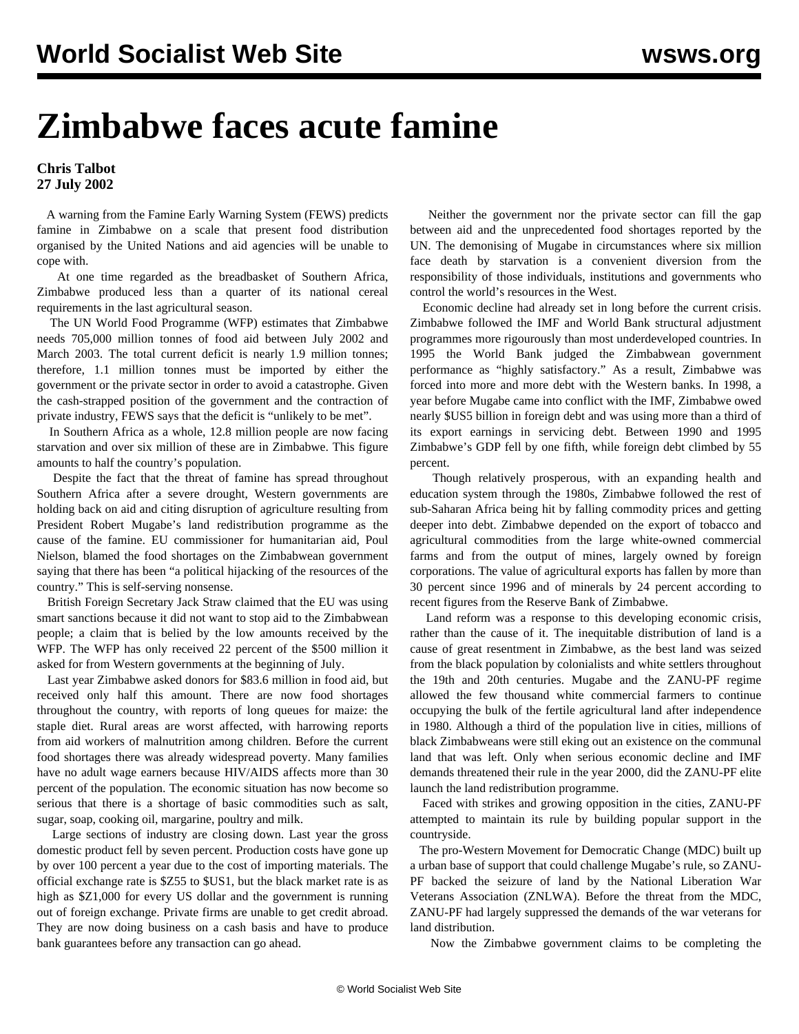# Zimbabwe faces acute famine

**Chris Talbot**
**27 July 2002**

A warning from the Famine Early Warning System (FEWS) predicts famine in Zimbabwe on a scale that present food distribution organised by the United Nations and aid agencies will be unable to cope with.

At one time regarded as the breadbasket of Southern Africa, Zimbabwe produced less than a quarter of its national cereal requirements in the last agricultural season.

The UN World Food Programme (WFP) estimates that Zimbabwe needs 705,000 million tonnes of food aid between July 2002 and March 2003. The total current deficit is nearly 1.9 million tonnes; therefore, 1.1 million tonnes must be imported by either the government or the private sector in order to avoid a catastrophe. Given the cash-strapped position of the government and the contraction of private industry, FEWS says that the deficit is "unlikely to be met".

In Southern Africa as a whole, 12.8 million people are now facing starvation and over six million of these are in Zimbabwe. This figure amounts to half the country's population.

Despite the fact that the threat of famine has spread throughout Southern Africa after a severe drought, Western governments are holding back on aid and citing disruption of agriculture resulting from President Robert Mugabe's land redistribution programme as the cause of the famine. EU commissioner for humanitarian aid, Poul Nielson, blamed the food shortages on the Zimbabwean government saying that there has been "a political hijacking of the resources of the country." This is self-serving nonsense.

British Foreign Secretary Jack Straw claimed that the EU was using smart sanctions because it did not want to stop aid to the Zimbabwean people; a claim that is belied by the low amounts received by the WFP. The WFP has only received 22 percent of the $500 million it asked for from Western governments at the beginning of July.

Last year Zimbabwe asked donors for $83.6 million in food aid, but received only half this amount. There are now food shortages throughout the country, with reports of long queues for maize: the staple diet. Rural areas are worst affected, with harrowing reports from aid workers of malnutrition among children. Before the current food shortages there was already widespread poverty. Many families have no adult wage earners because HIV/AIDS affects more than 30 percent of the population. The economic situation has now become so serious that there is a shortage of basic commodities such as salt, sugar, soap, cooking oil, margarine, poultry and milk.

Large sections of industry are closing down. Last year the gross domestic product fell by seven percent. Production costs have gone up by over 100 percent a year due to the cost of importing materials. The official exchange rate is $Z55 to $US1, but the black market rate is as high as $Z1,000 for every US dollar and the government is running out of foreign exchange. Private firms are unable to get credit abroad. They are now doing business on a cash basis and have to produce bank guarantees before any transaction can go ahead.

Neither the government nor the private sector can fill the gap between aid and the unprecedented food shortages reported by the UN. The demonising of Mugabe in circumstances where six million face death by starvation is a convenient diversion from the responsibility of those individuals, institutions and governments who control the world's resources in the West.

Economic decline had already set in long before the current crisis. Zimbabwe followed the IMF and World Bank structural adjustment programmes more rigourously than most underdeveloped countries. In 1995 the World Bank judged the Zimbabwean government performance as "highly satisfactory." As a result, Zimbabwe was forced into more and more debt with the Western banks. In 1998, a year before Mugabe came into conflict with the IMF, Zimbabwe owed nearly $US5 billion in foreign debt and was using more than a third of its export earnings in servicing debt. Between 1990 and 1995 Zimbabwe's GDP fell by one fifth, while foreign debt climbed by 55 percent.

Though relatively prosperous, with an expanding health and education system through the 1980s, Zimbabwe followed the rest of sub-Saharan Africa being hit by falling commodity prices and getting deeper into debt. Zimbabwe depended on the export of tobacco and agricultural commodities from the large white-owned commercial farms and from the output of mines, largely owned by foreign corporations. The value of agricultural exports has fallen by more than 30 percent since 1996 and of minerals by 24 percent according to recent figures from the Reserve Bank of Zimbabwe.

Land reform was a response to this developing economic crisis, rather than the cause of it. The inequitable distribution of land is a cause of great resentment in Zimbabwe, as the best land was seized from the black population by colonialists and white settlers throughout the 19th and 20th centuries. Mugabe and the ZANU-PF regime allowed the few thousand white commercial farmers to continue occupying the bulk of the fertile agricultural land after independence in 1980. Although a third of the population live in cities, millions of black Zimbabweans were still eking out an existence on the communal land that was left. Only when serious economic decline and IMF demands threatened their rule in the year 2000, did the ZANU-PF elite launch the land redistribution programme.

Faced with strikes and growing opposition in the cities, ZANU-PF attempted to maintain its rule by building popular support in the countryside.

The pro-Western Movement for Democratic Change (MDC) built up a urban base of support that could challenge Mugabe's rule, so ZANU-PF backed the seizure of land by the National Liberation War Veterans Association (ZNLWA). Before the threat from the MDC, ZANU-PF had largely suppressed the demands of the war veterans for land distribution.

Now the Zimbabwe government claims to be completing the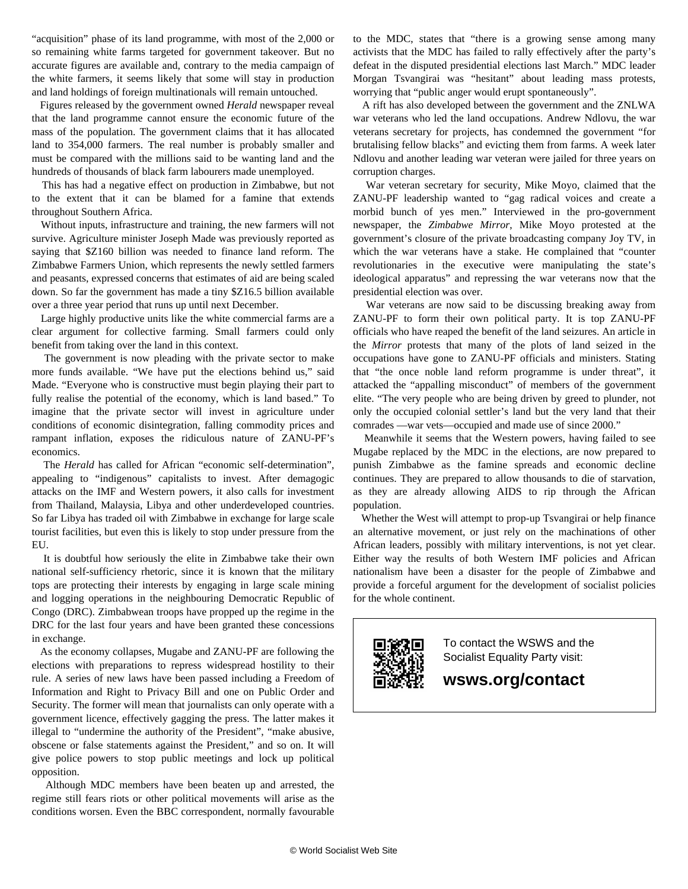"acquisition" phase of its land programme, with most of the 2,000 or so remaining white farms targeted for government takeover. But no accurate figures are available and, contrary to the media campaign of the white farmers, it seems likely that some will stay in production and land holdings of foreign multinationals will remain untouched.

Figures released by the government owned *Herald* newspaper reveal that the land programme cannot ensure the economic future of the mass of the population. The government claims that it has allocated land to 354,000 farmers. The real number is probably smaller and must be compared with the millions said to be wanting land and the hundreds of thousands of black farm labourers made unemployed.

This has had a negative effect on production in Zimbabwe, but not to the extent that it can be blamed for a famine that extends throughout Southern Africa.

Without inputs, infrastructure and training, the new farmers will not survive. Agriculture minister Joseph Made was previously reported as saying that $Z160 billion was needed to finance land reform. The Zimbabwe Farmers Union, which represents the newly settled farmers and peasants, expressed concerns that estimates of aid are being scaled down. So far the government has made a tiny $Z16.5 billion available over a three year period that runs up until next December.

Large highly productive units like the white commercial farms are a clear argument for collective farming. Small farmers could only benefit from taking over the land in this context.

The government is now pleading with the private sector to make more funds available. "We have put the elections behind us," said Made. "Everyone who is constructive must begin playing their part to fully realise the potential of the economy, which is land based." To imagine that the private sector will invest in agriculture under conditions of economic disintegration, falling commodity prices and rampant inflation, exposes the ridiculous nature of ZANU-PF's economics.

The *Herald* has called for African "economic self-determination", appealing to "indigenous" capitalists to invest. After demagogic attacks on the IMF and Western powers, it also calls for investment from Thailand, Malaysia, Libya and other underdeveloped countries. So far Libya has traded oil with Zimbabwe in exchange for large scale tourist facilities, but even this is likely to stop under pressure from the EU.

It is doubtful how seriously the elite in Zimbabwe take their own national self-sufficiency rhetoric, since it is known that the military tops are protecting their interests by engaging in large scale mining and logging operations in the neighbouring Democratic Republic of Congo (DRC). Zimbabwean troops have propped up the regime in the DRC for the last four years and have been granted these concessions in exchange.

As the economy collapses, Mugabe and ZANU-PF are following the elections with preparations to repress widespread hostility to their rule. A series of new laws have been passed including a Freedom of Information and Right to Privacy Bill and one on Public Order and Security. The former will mean that journalists can only operate with a government licence, effectively gagging the press. The latter makes it illegal to "undermine the authority of the President", "make abusive, obscene or false statements against the President," and so on. It will give police powers to stop public meetings and lock up political opposition.

Although MDC members have been beaten up and arrested, the regime still fears riots or other political movements will arise as the conditions worsen. Even the BBC correspondent, normally favourable to the MDC, states that "there is a growing sense among many activists that the MDC has failed to rally effectively after the party's defeat in the disputed presidential elections last March." MDC leader Morgan Tsvangirai was "hesitant" about leading mass protests, worrying that "public anger would erupt spontaneously".

A rift has also developed between the government and the ZNLWA war veterans who led the land occupations. Andrew Ndlovu, the war veterans secretary for projects, has condemned the government "for brutalising fellow blacks" and evicting them from farms. A week later Ndlovu and another leading war veteran were jailed for three years on corruption charges.

War veteran secretary for security, Mike Moyo, claimed that the ZANU-PF leadership wanted to "gag radical voices and create a morbid bunch of yes men." Interviewed in the pro-government newspaper, the *Zimbabwe Mirror*, Mike Moyo protested at the government's closure of the private broadcasting company Joy TV, in which the war veterans have a stake. He complained that "counter revolutionaries in the executive were manipulating the state's ideological apparatus" and repressing the war veterans now that the presidential election was over.

War veterans are now said to be discussing breaking away from ZANU-PF to form their own political party. It is top ZANU-PF officials who have reaped the benefit of the land seizures. An article in the *Mirror* protests that many of the plots of land seized in the occupations have gone to ZANU-PF officials and ministers. Stating that "the once noble land reform programme is under threat", it attacked the "appalling misconduct" of members of the government elite. "The very people who are being driven by greed to plunder, not only the occupied colonial settler's land but the very land that their comrades —war vets—occupied and made use of since 2000."

Meanwhile it seems that the Western powers, having failed to see Mugabe replaced by the MDC in the elections, are now prepared to punish Zimbabwe as the famine spreads and economic decline continues. They are prepared to allow thousands to die of starvation, as they are already allowing AIDS to rip through the African population.

Whether the West will attempt to prop-up Tsvangirai or help finance an alternative movement, or just rely on the machinations of other African leaders, possibly with military interventions, is not yet clear. Either way the results of both Western IMF policies and African nationalism have been a disaster for the people of Zimbabwe and provide a forceful argument for the development of socialist policies for the whole continent.

To contact the WSWS and the Socialist Equality Party visit:

**wsws.org/contact**